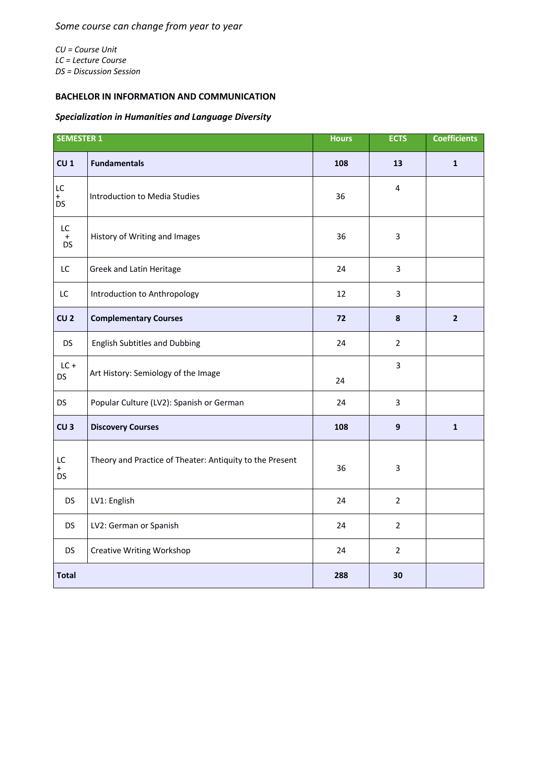*Some course can change from year to year*

*CU = Course Unit*
*LC = Lecture Course*
*DS = Discussion Session*

**BACHELOR IN INFORMATION AND COMMUNICATION**

***Specialization in Humanities and Language Diversity***

| SEMESTER 1 | | Hours | ECTS | Coefficients |
|---|---|---|---|---|
| **CU 1** | **Fundamentals** | **108** | **13** | **1** |
| LC + DS | Introduction to Media Studies | 36 | 4 | |
| LC + DS | History of Writing and Images | 36 | 3 | |
| LC | Greek and Latin Heritage | 24 | 3 | |
| LC | Introduction to Anthropology | 12 | 3 | |
| **CU 2** | **Complementary Courses** | **72** | **8** | **2** |
| DS | English Subtitles and Dubbing | 24 | 2 | |
| LC + DS | Art History: Semiology of the Image | 24 | 3 | |
| DS | Popular Culture (LV2): Spanish or German | 24 | 3 | |
| **CU 3** | **Discovery Courses** | **108** | **9** | **1** |
| LC + DS | Theory and Practice of Theater: Antiquity to the Present | 36 | 3 | |
| DS | LV1: English | 24 | 2 | |
| DS | LV2: German or Spanish | 24 | 2 | |
| DS | Creative Writing Workshop | 24 | 2 | |
| **Total** | | **288** | **30** | |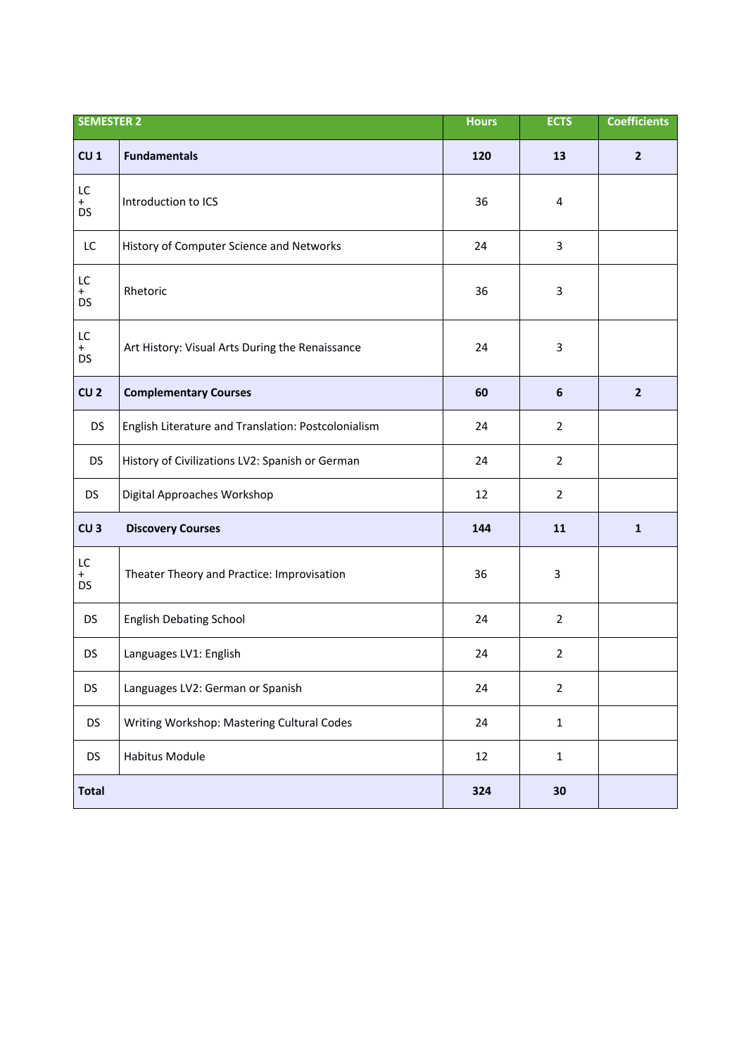| SEMESTER 2 | | Hours | ECTS | Coefficients |
|---|---|---|---|---|
| **CU 1** | **Fundamentals** | **120** | **13** | **2** |
| LC + DS | Introduction to ICS | 36 | 4 | |
| LC | History of Computer Science and Networks | 24 | 3 | |
| LC + DS | Rhetoric | 36 | 3 | |
| LC + DS | Art History: Visual Arts During the Renaissance | 24 | 3 | |
| **CU 2** | **Complementary Courses** | **60** | **6** | **2** |
| DS | English Literature and Translation: Postcolonialism | 24 | 2 | |
| DS | History of Civilizations LV2: Spanish or German | 24 | 2 | |
| DS | Digital Approaches Workshop | 12 | 2 | |
| **CU 3** | **Discovery Courses** | **144** | **11** | **1** |
| LC + DS | Theater Theory and Practice: Improvisation | 36 | 3 | |
| DS | English Debating School | 24 | 2 | |
| DS | Languages LV1: English | 24 | 2 | |
| DS | Languages LV2: German or Spanish | 24 | 2 | |
| DS | Writing Workshop: Mastering Cultural Codes | 24 | 1 | |
| DS | Habitus Module | 12 | 1 | |
| **Total** | | **324** | **30** | |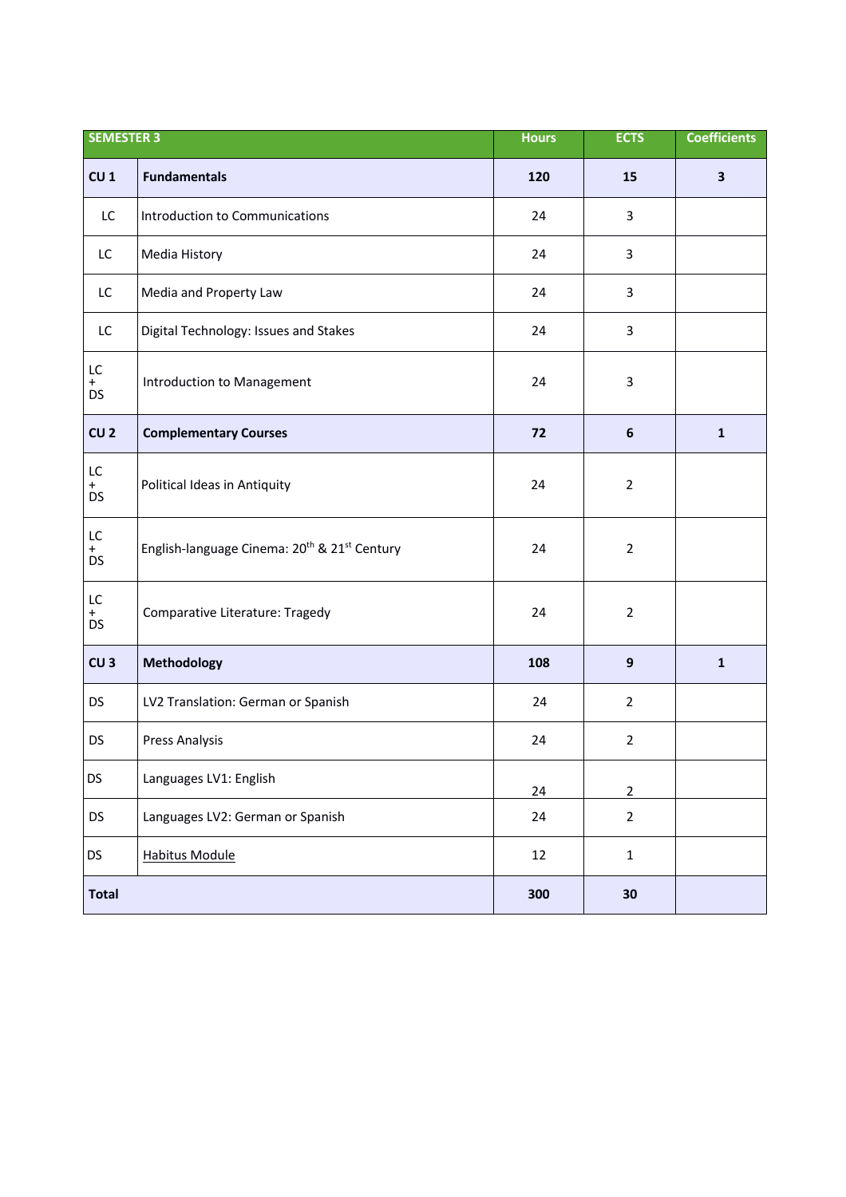| SEMESTER 3 | | Hours | ECTS | Coefficients |
|---|---|---|---|---|
| **CU 1** | **Fundamentals** | **120** | **15** | **3** |
| LC | Introduction to Communications | 24 | 3 | |
| LC | Media History | 24 | 3 | |
| LC | Media and Property Law | 24 | 3 | |
| LC | Digital Technology: Issues and Stakes | 24 | 3 | |
| LC + DS | Introduction to Management | 24 | 3 | |
| **CU 2** | **Complementary Courses** | **72** | **6** | **1** |
| LC + DS | Political Ideas in Antiquity | 24 | 2 | |
| LC + DS | English-language Cinema: 20th & 21st Century | 24 | 2 | |
| LC + DS | Comparative Literature: Tragedy | 24 | 2 | |
| **CU 3** | **Methodology** | **108** | **9** | **1** |
| DS | LV2 Translation: German or Spanish | 24 | 2 | |
| DS | Press Analysis | 24 | 2 | |
| DS | Languages LV1: English | 24 | 2 | |
| DS | Languages LV2: German or Spanish | 24 | 2 | |
| DS | Habitus Module | 12 | 1 | |
| **Total** | | **300** | **30** | |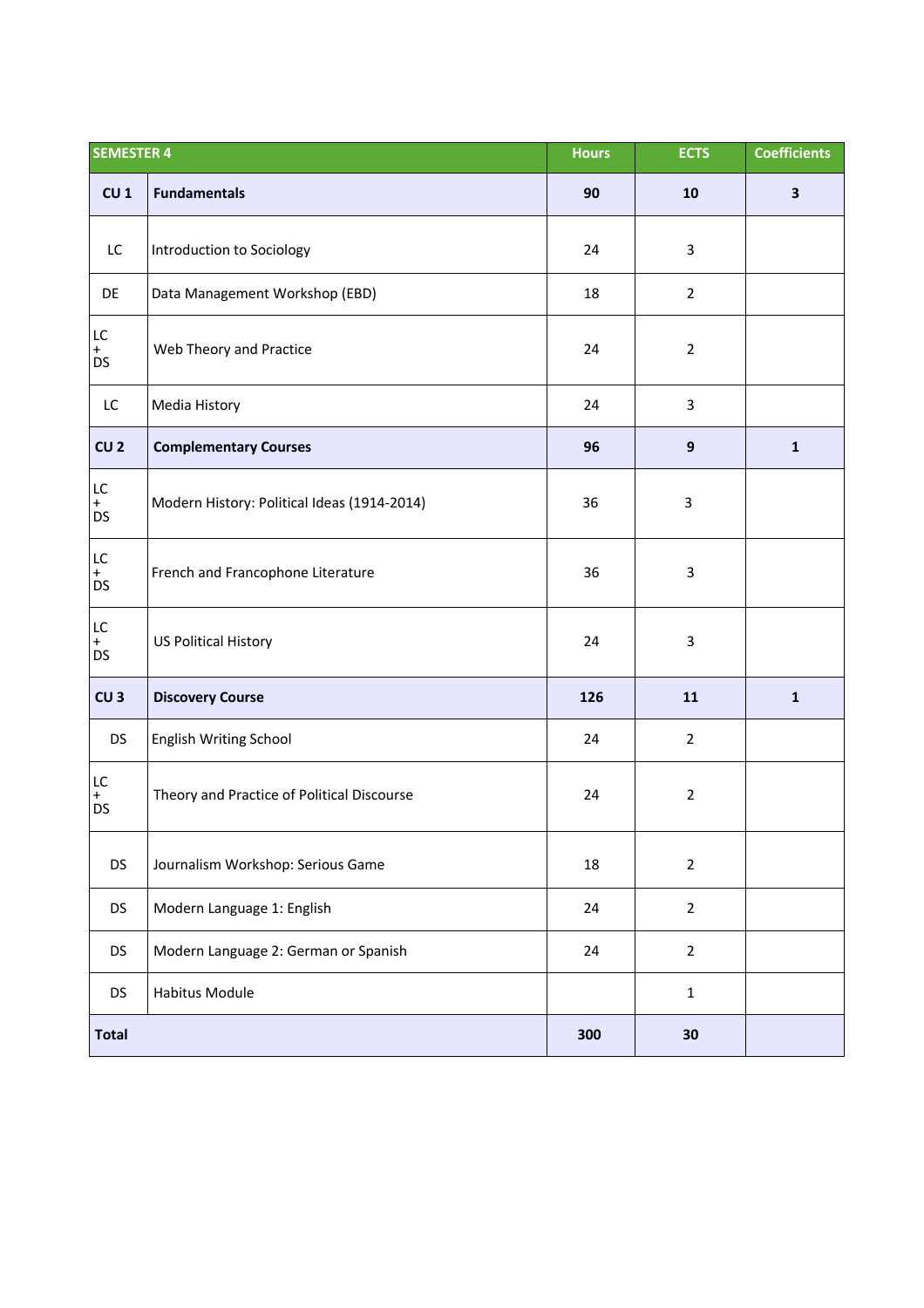| SEMESTER 4 | | Hours | ECTS | Coefficients |
|---|---|---|---|---|
| **CU 1** | **Fundamentals** | **90** | **10** | **3** |
| LC | Introduction to Sociology | 24 | 3 | |
| DE | Data Management Workshop (EBD) | 18 | 2 | |
| LC + DS | Web Theory and Practice | 24 | 2 | |
| LC | Media History | 24 | 3 | |
| **CU 2** | **Complementary Courses** | **96** | **9** | **1** |
| LC + DS | Modern History: Political Ideas (1914-2014) | 36 | 3 | |
| LC + DS | French and Francophone Literature | 36 | 3 | |
| LC + DS | US Political History | 24 | 3 | |
| **CU 3** | **Discovery Course** | **126** | **11** | **1** |
| DS | English Writing School | 24 | 2 | |
| LC + DS | Theory and Practice of Political Discourse | 24 | 2 | |
| DS | Journalism Workshop: Serious Game | 18 | 2 | |
| DS | Modern Language 1: English | 24 | 2 | |
| DS | Modern Language 2: German or Spanish | 24 | 2 | |
| DS | Habitus Module | | 1 | |
| **Total** | | **300** | **30** | |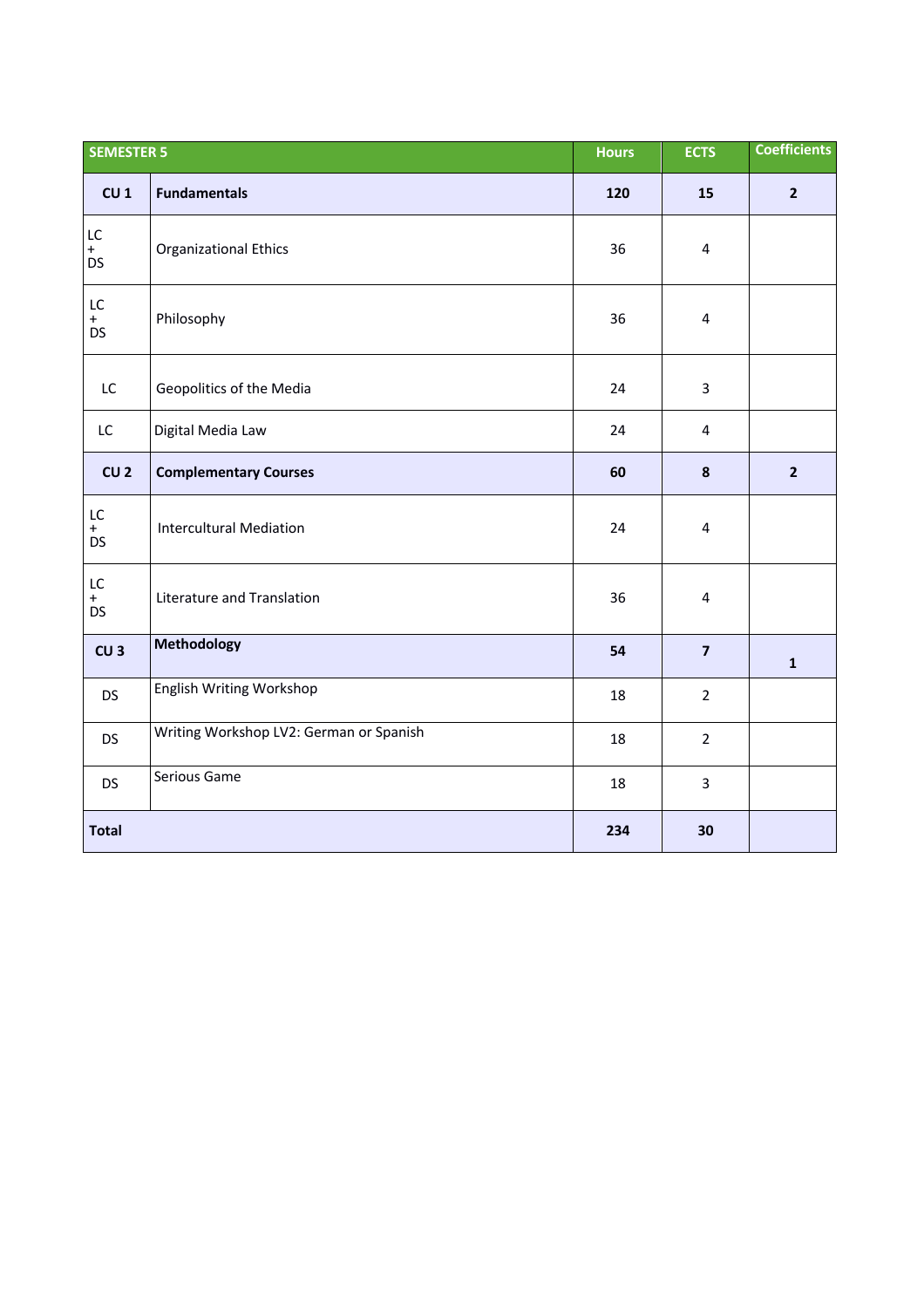| SEMESTER 5 | | Hours | ECTS | Coefficients |
|---|---|---|---|---|
| **CU 1** | **Fundamentals** | **120** | **15** | **2** |
| LC + DS | Organizational Ethics | 36 | 4 | |
| LC + DS | Philosophy | 36 | 4 | |
| LC | Geopolitics of the Media | 24 | 3 | |
| LC | Digital Media Law | 24 | 4 | |
| **CU 2** | **Complementary Courses** | **60** | **8** | **2** |
| LC + DS | Intercultural Mediation | 24 | 4 | |
| LC + DS | Literature and Translation | 36 | 4 | |
| **CU 3** | **Methodology** | **54** | **7** | **1** |
| DS | English Writing Workshop | 18 | 2 | |
| DS | Writing Workshop LV2: German or Spanish | 18 | 2 | |
| DS | Serious Game | 18 | 3 | |
| **Total** | | **234** | **30** | |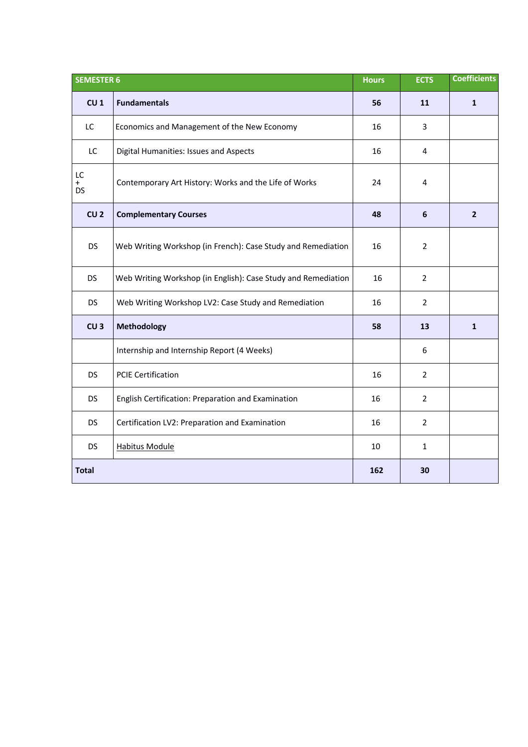| SEMESTER 6 | | Hours | ECTS | Coefficients |
|---|---|---|---|---|
| **CU 1** | **Fundamentals** | **56** | **11** | **1** |
| LC | Economics and Management of the New Economy | 16 | 3 | |
| LC | Digital Humanities: Issues and Aspects | 16 | 4 | |
| LC + DS | Contemporary Art History: Works and the Life of Works | 24 | 4 | |
| **CU 2** | **Complementary Courses** | **48** | **6** | **2** |
| DS | Web Writing Workshop (in French): Case Study and Remediation | 16 | 2 | |
| DS | Web Writing Workshop (in English): Case Study and Remediation | 16 | 2 | |
| DS | Web Writing Workshop LV2: Case Study and Remediation | 16 | 2 | |
| **CU 3** | **Methodology** | **58** | **13** | **1** |
| | Internship and Internship Report (4 Weeks) | | 6 | |
| DS | PCIE Certification | 16 | 2 | |
| DS | English Certification: Preparation and Examination | 16 | 2 | |
| DS | Certification LV2: Preparation and Examination | 16 | 2 | |
| DS | Habitus Module | 10 | 1 | |
| **Total** | | **162** | **30** | |